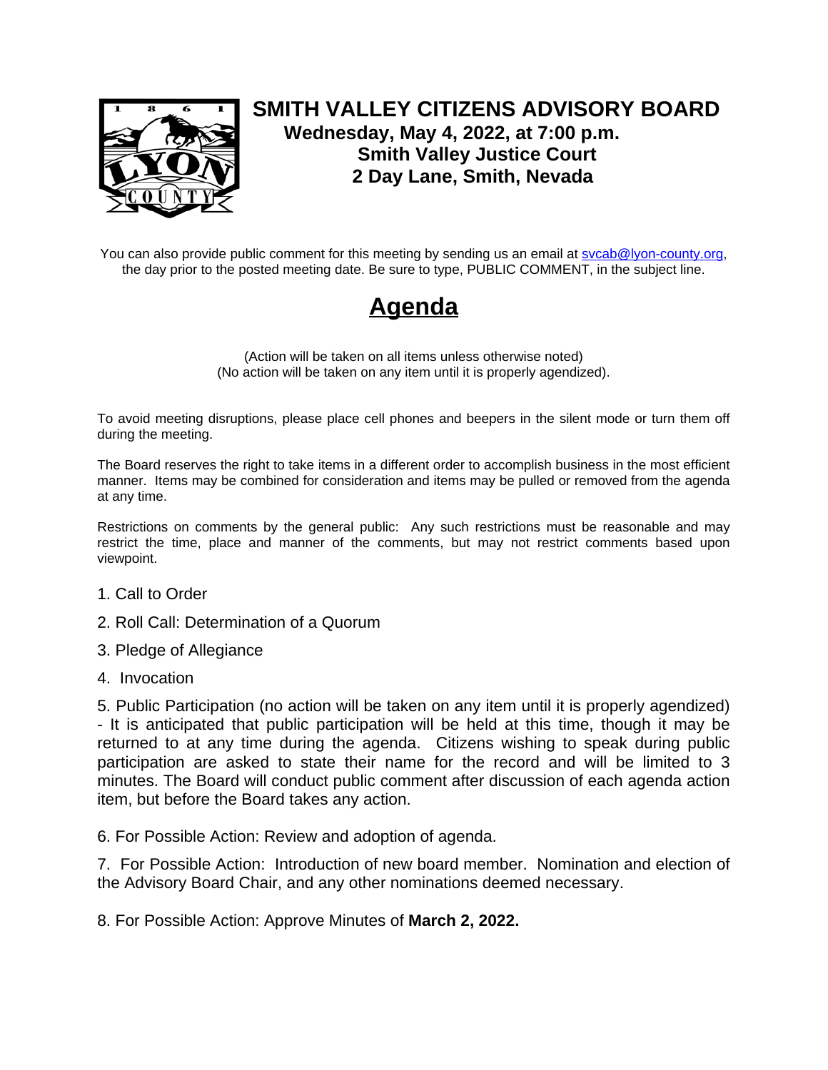# SMITH VALLEY CITIZENS ADVISORY BOARD

**Wednesday, May 4, 2022, at 7:00 p.m.**
**Smith Valley Justice Court**
**2 Day Lane, Smith, Nevada**

You can also provide public comment for this meeting by sending us an email at svcab@lyon-county.org, the day prior to the posted meeting date. Be sure to type, PUBLIC COMMENT, in the subject line.

## Agenda

(Action will be taken on all items unless otherwise noted)
(No action will be taken on any item until it is properly agendized).

To avoid meeting disruptions, please place cell phones and beepers in the silent mode or turn them off during the meeting.

The Board reserves the right to take items in a different order to accomplish business in the most efficient manner. Items may be combined for consideration and items may be pulled or removed from the agenda at any time.

Restrictions on comments by the general public: Any such restrictions must be reasonable and may restrict the time, place and manner of the comments, but may not restrict comments based upon viewpoint.

1. Call to Order
2. Roll Call: Determination of a Quorum
3. Pledge of Allegiance
4. Invocation
5. Public Participation (no action will be taken on any item until it is properly agendized) - It is anticipated that public participation will be held at this time, though it may be returned to at any time during the agenda. Citizens wishing to speak during public participation are asked to state their name for the record and will be limited to 3 minutes. The Board will conduct public comment after discussion of each agenda action item, but before the Board takes any action.
6. For Possible Action: Review and adoption of agenda.
7. For Possible Action: Introduction of new board member. Nomination and election of the Advisory Board Chair, and any other nominations deemed necessary.
8. For Possible Action: Approve Minutes of **March 2, 2022.**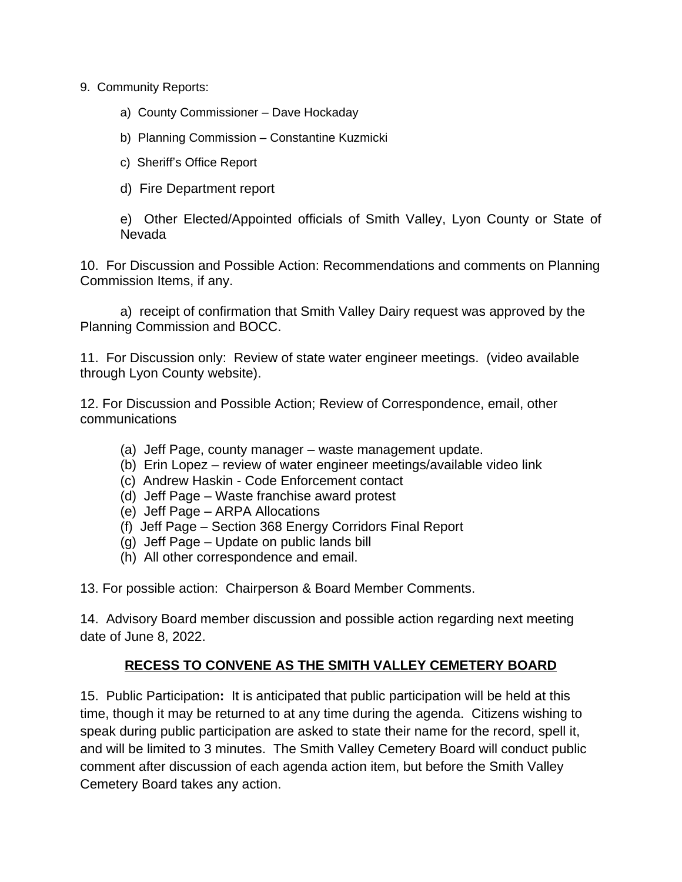9. Community Reports:

a) County Commissioner – Dave Hockaday

b) Planning Commission – Constantine Kuzmicki

c) Sheriff's Office Report

d) Fire Department report

e) Other Elected/Appointed officials of Smith Valley, Lyon County or State of Nevada

10. For Discussion and Possible Action: Recommendations and comments on Planning Commission Items, if any.

a) receipt of confirmation that Smith Valley Dairy request was approved by the Planning Commission and BOCC.

11. For Discussion only: Review of state water engineer meetings. (video available through Lyon County website).

12. For Discussion and Possible Action; Review of Correspondence, email, other communications

(a) Jeff Page, county manager – waste management update.
(b) Erin Lopez – review of water engineer meetings/available video link
(c) Andrew Haskin - Code Enforcement contact
(d) Jeff Page – Waste franchise award protest
(e) Jeff Page – ARPA Allocations
(f) Jeff Page – Section 368 Energy Corridors Final Report
(g) Jeff Page – Update on public lands bill
(h) All other correspondence and email.

13. For possible action: Chairperson & Board Member Comments.

14. Advisory Board member discussion and possible action regarding next meeting date of June 8, 2022.

**RECESS TO CONVENE AS THE SMITH VALLEY CEMETERY BOARD**

15. Public Participation**:** It is anticipated that public participation will be held at this time, though it may be returned to at any time during the agenda. Citizens wishing to speak during public participation are asked to state their name for the record, spell it, and will be limited to 3 minutes. The Smith Valley Cemetery Board will conduct public comment after discussion of each agenda action item, but before the Smith Valley Cemetery Board takes any action.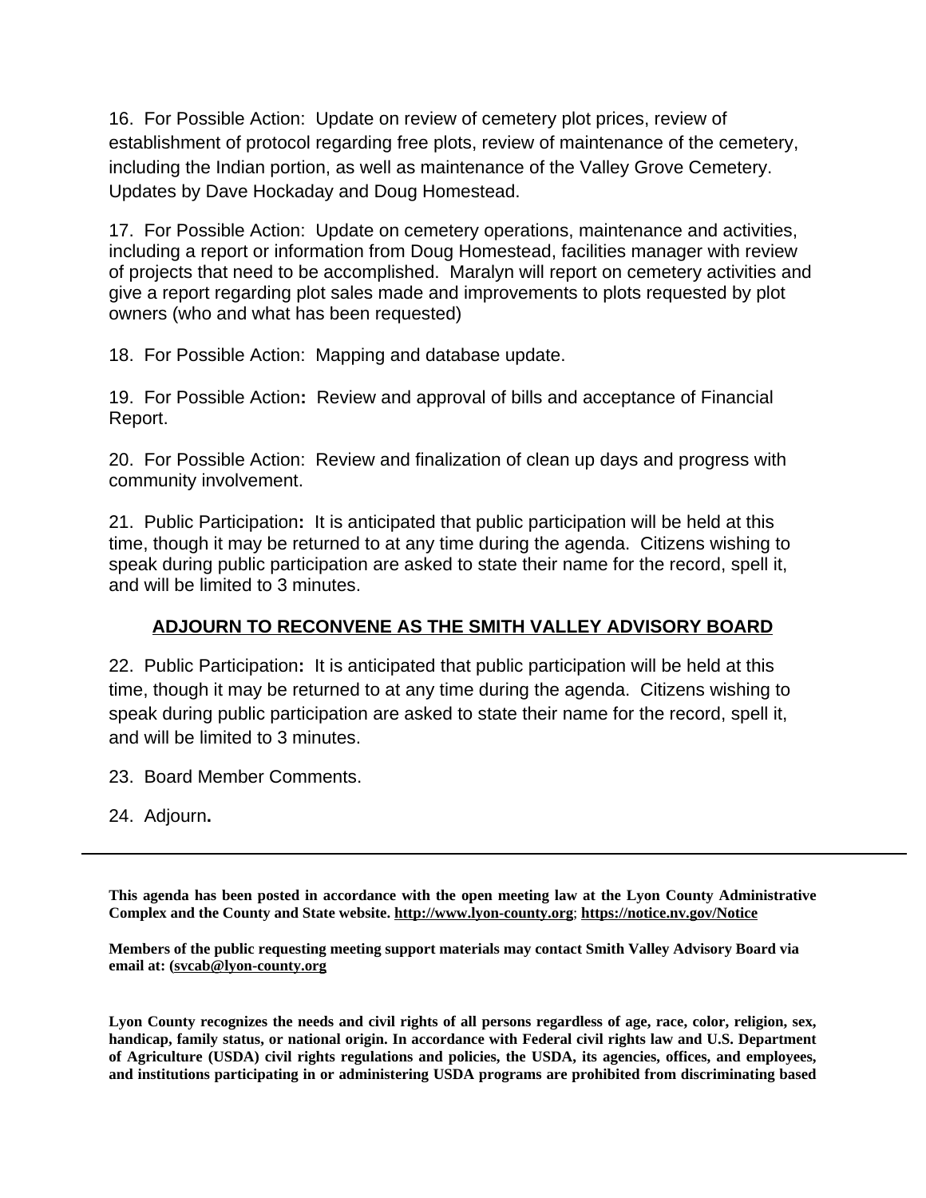16. For Possible Action: Update on review of cemetery plot prices, review of establishment of protocol regarding free plots, review of maintenance of the cemetery, including the Indian portion, as well as maintenance of the Valley Grove Cemetery. Updates by Dave Hockaday and Doug Homestead.

17. For Possible Action: Update on cemetery operations, maintenance and activities, including a report or information from Doug Homestead, facilities manager with review of projects that need to be accomplished. Maralyn will report on cemetery activities and give a report regarding plot sales made and improvements to plots requested by plot owners (who and what has been requested)

18. For Possible Action: Mapping and database update.

19. For Possible Action**:** Review and approval of bills and acceptance of Financial Report.

20. For Possible Action: Review and finalization of clean up days and progress with community involvement.

21. Public Participation**:** It is anticipated that public participation will be held at this time, though it may be returned to at any time during the agenda. Citizens wishing to speak during public participation are asked to state their name for the record, spell it, and will be limited to 3 minutes.

**ADJOURN TO RECONVENE AS THE SMITH VALLEY ADVISORY BOARD**

22. Public Participation**:** It is anticipated that public participation will be held at this time, though it may be returned to at any time during the agenda. Citizens wishing to speak during public participation are asked to state their name for the record, spell it, and will be limited to 3 minutes.

23. Board Member Comments.

24. Adjourn**.**

---

**This agenda has been posted in accordance with the open meeting law at the Lyon County Administrative Complex and the County and State website. http://www.lyon-county.org; https://notice.nv.gov/Notice**

**Members of the public requesting meeting support materials may contact Smith Valley Advisory Board via email at: (svcab@lyon-county.org**

**Lyon County recognizes the needs and civil rights of all persons regardless of age, race, color, religion, sex, handicap, family status, or national origin. In accordance with Federal civil rights law and U.S. Department of Agriculture (USDA) civil rights regulations and policies, the USDA, its agencies, offices, and employees, and institutions participating in or administering USDA programs are prohibited from discriminating based**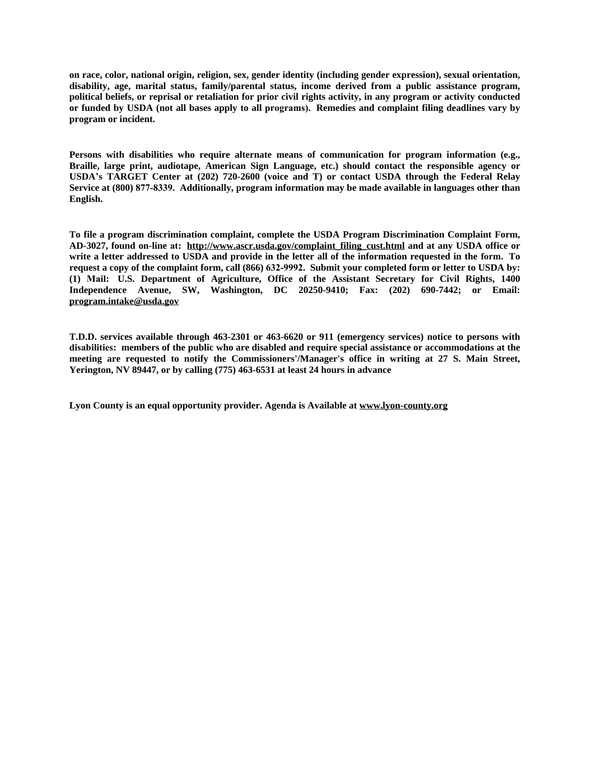**on race, color, national origin, religion, sex, gender identity (including gender expression), sexual orientation, disability, age, marital status, family/parental status, income derived from a public assistance program, political beliefs, or reprisal or retaliation for prior civil rights activity, in any program or activity conducted or funded by USDA (not all bases apply to all programs). Remedies and complaint filing deadlines vary by program or incident.**

**Persons with disabilities who require alternate means of communication for program information (e.g., Braille, large print, audiotape, American Sign Language, etc.) should contact the responsible agency or USDA's TARGET Center at (202) 720-2600 (voice and T) or contact USDA through the Federal Relay Service at (800) 877-8339. Additionally, program information may be made available in languages other than English.**

**To file a program discrimination complaint, complete the USDA Program Discrimination Complaint Form, AD-3027, found on-line at: http://www.ascr.usda.gov/complaint_filing_cust.html and at any USDA office or write a letter addressed to USDA and provide in the letter all of the information requested in the form. To request a copy of the complaint form, call (866) 632-9992. Submit your completed form or letter to USDA by: (1) Mail: U.S. Department of Agriculture, Office of the Assistant Secretary for Civil Rights, 1400 Independence Avenue, SW, Washington, DC 20250-9410; Fax: (202) 690-7442; or Email: program.intake@usda.gov**

**T.D.D. services available through 463-2301 or 463-6620 or 911 (emergency services) notice to persons with disabilities: members of the public who are disabled and require special assistance or accommodations at the meeting are requested to notify the Commissioners'/Manager's office in writing at 27 S. Main Street, Yerington, NV 89447, or by calling (775) 463-6531 at least 24 hours in advance**

**Lyon County is an equal opportunity provider. Agenda is Available at www.lyon-county.org**